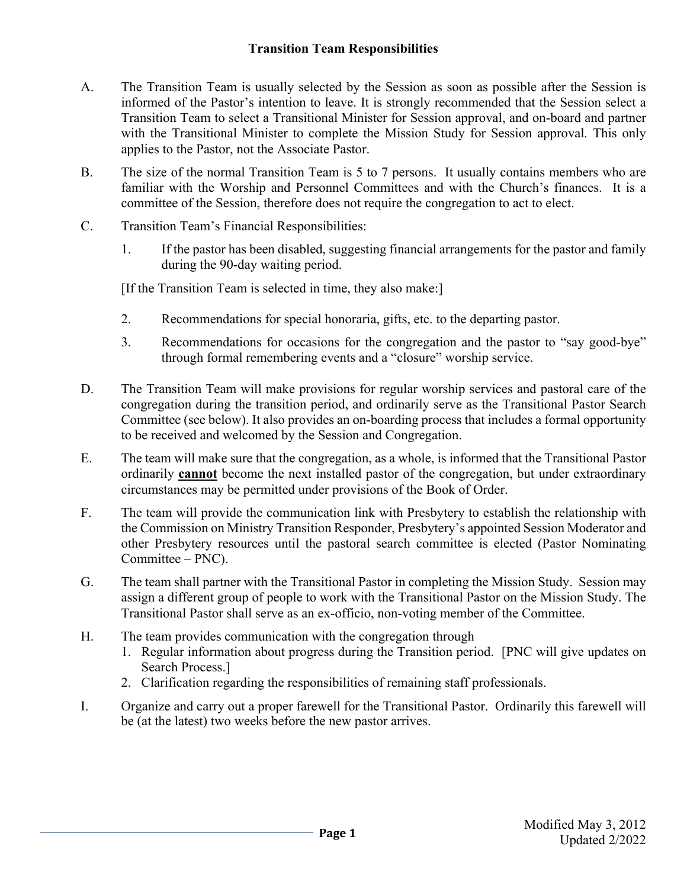# Transition Team Responsibilities

A. The Transition Team is usually selected by the Session as soon as possible after the Session is informed of the Pastor's intention to leave. It is strongly recommended that the Session select a Transition Team to select a Transitional Minister for Session approval, and on-board and partner with the Transitional Minister to complete the Mission Study for Session approval. This only applies to the Pastor, not the Associate Pastor.

B. The size of the normal Transition Team is 5 to 7 persons. It usually contains members who are familiar with the Worship and Personnel Committees and with the Church's finances. It is a committee of the Session, therefore does not require the congregation to act to elect.

C. Transition Team's Financial Responsibilities:

   1. If the pastor has been disabled, suggesting financial arrangements for the pastor and family during the 90-day waiting period.

   [If the Transition Team is selected in time, they also make:]

   2. Recommendations for special honoraria, gifts, etc. to the departing pastor.
   3. Recommendations for occasions for the congregation and the pastor to "say good-bye" through formal remembering events and a "closure" worship service.

D. The Transition Team will make provisions for regular worship services and pastoral care of the congregation during the transition period, and ordinarily serve as the Transitional Pastor Search Committee (see below). It also provides an on-boarding process that includes a formal opportunity to be received and welcomed by the Session and Congregation.

E. The team will make sure that the congregation, as a whole, is informed that the Transitional Pastor ordinarily **cannot** become the next installed pastor of the congregation, but under extraordinary circumstances may be permitted under provisions of the Book of Order.

F. The team will provide the communication link with Presbytery to establish the relationship with the Commission on Ministry Transition Responder, Presbytery's appointed Session Moderator and other Presbytery resources until the pastoral search committee is elected (Pastor Nominating Committee – PNC).

G. The team shall partner with the Transitional Pastor in completing the Mission Study. Session may assign a different group of people to work with the Transitional Pastor on the Mission Study. The Transitional Pastor shall serve as an ex-officio, non-voting member of the Committee.

H. The team provides communication with the congregation through
   1. Regular information about progress during the Transition period. [PNC will give updates on Search Process.]
   2. Clarification regarding the responsibilities of remaining staff professionals.

I. Organize and carry out a proper farewell for the Transitional Pastor. Ordinarily this farewell will be (at the latest) two weeks before the new pastor arrives.

Modified May 3, 2012
Updated 2/2022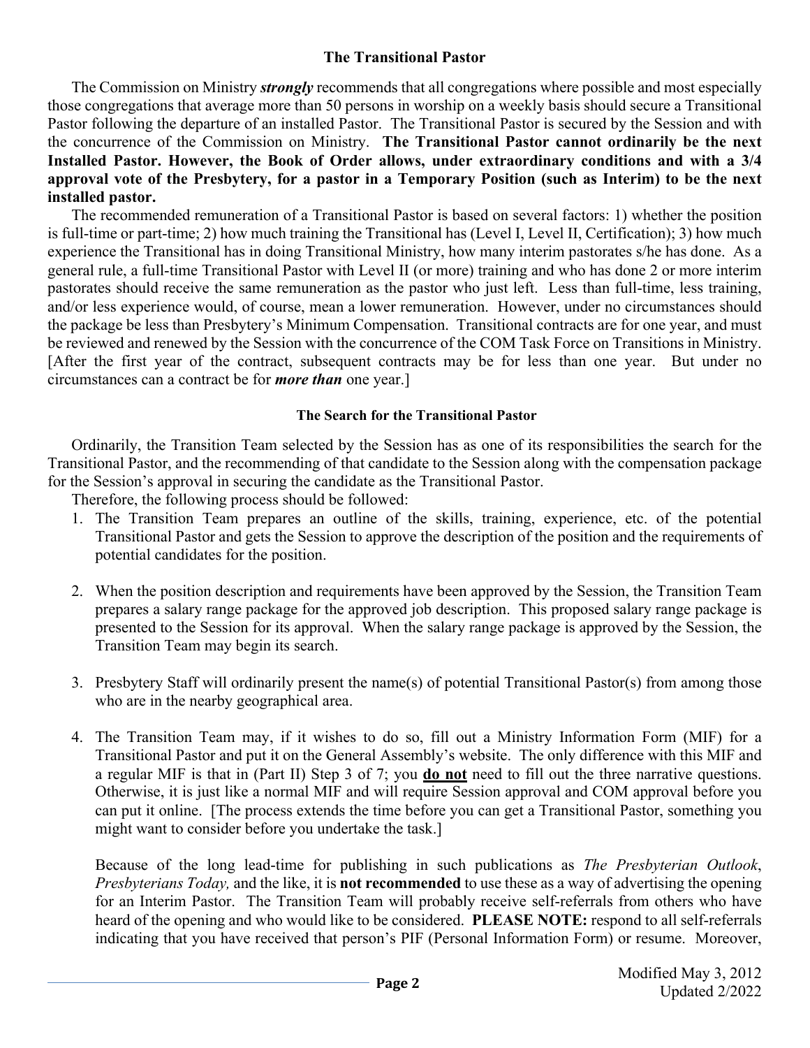## The Transitional Pastor

The Commission on Ministry ***strongly*** recommends that all congregations where possible and most especially those congregations that average more than 50 persons in worship on a weekly basis should secure a Transitional Pastor following the departure of an installed Pastor. The Transitional Pastor is secured by the Session and with the concurrence of the Commission on Ministry. **The Transitional Pastor cannot ordinarily be the next Installed Pastor. However, the Book of Order allows, under extraordinary conditions and with a 3/4 approval vote of the Presbytery, for a pastor in a Temporary Position (such as Interim) to be the next installed pastor.**

The recommended remuneration of a Transitional Pastor is based on several factors: 1) whether the position is full-time or part-time; 2) how much training the Transitional has (Level I, Level II, Certification); 3) how much experience the Transitional has in doing Transitional Ministry, how many interim pastorates s/he has done. As a general rule, a full-time Transitional Pastor with Level II (or more) training and who has done 2 or more interim pastorates should receive the same remuneration as the pastor who just left. Less than full-time, less training, and/or less experience would, of course, mean a lower remuneration. However, under no circumstances should the package be less than Presbytery's Minimum Compensation. Transitional contracts are for one year, and must be reviewed and renewed by the Session with the concurrence of the COM Task Force on Transitions in Ministry. [After the first year of the contract, subsequent contracts may be for less than one year. But under no circumstances can a contract be for ***more than*** one year.]

### The Search for the Transitional Pastor

Ordinarily, the Transition Team selected by the Session has as one of its responsibilities the search for the Transitional Pastor, and the recommending of that candidate to the Session along with the compensation package for the Session's approval in securing the candidate as the Transitional Pastor.

Therefore, the following process should be followed:

1. The Transition Team prepares an outline of the skills, training, experience, etc. of the potential Transitional Pastor and gets the Session to approve the description of the position and the requirements of potential candidates for the position.

2. When the position description and requirements have been approved by the Session, the Transition Team prepares a salary range package for the approved job description. This proposed salary range package is presented to the Session for its approval. When the salary range package is approved by the Session, the Transition Team may begin its search.

3. Presbytery Staff will ordinarily present the name(s) of potential Transitional Pastor(s) from among those who are in the nearby geographical area.

4. The Transition Team may, if it wishes to do so, fill out a Ministry Information Form (MIF) for a Transitional Pastor and put it on the General Assembly's website. The only difference with this MIF and a regular MIF is that in (Part II) Step 3 of 7; you <u>**do not**</u> need to fill out the three narrative questions. Otherwise, it is just like a normal MIF and will require Session approval and COM approval before you can put it online. [The process extends the time before you can get a Transitional Pastor, something you might want to consider before you undertake the task.]

   Because of the long lead-time for publishing in such publications as *The Presbyterian Outlook*, *Presbyterians Today,* and the like, it is **not recommended** to use these as a way of advertising the opening for an Interim Pastor. The Transition Team will probably receive self-referrals from others who have heard of the opening and who would like to be considered. **PLEASE NOTE:** respond to all self-referrals indicating that you have received that person's PIF (Personal Information Form) or resume. Moreover,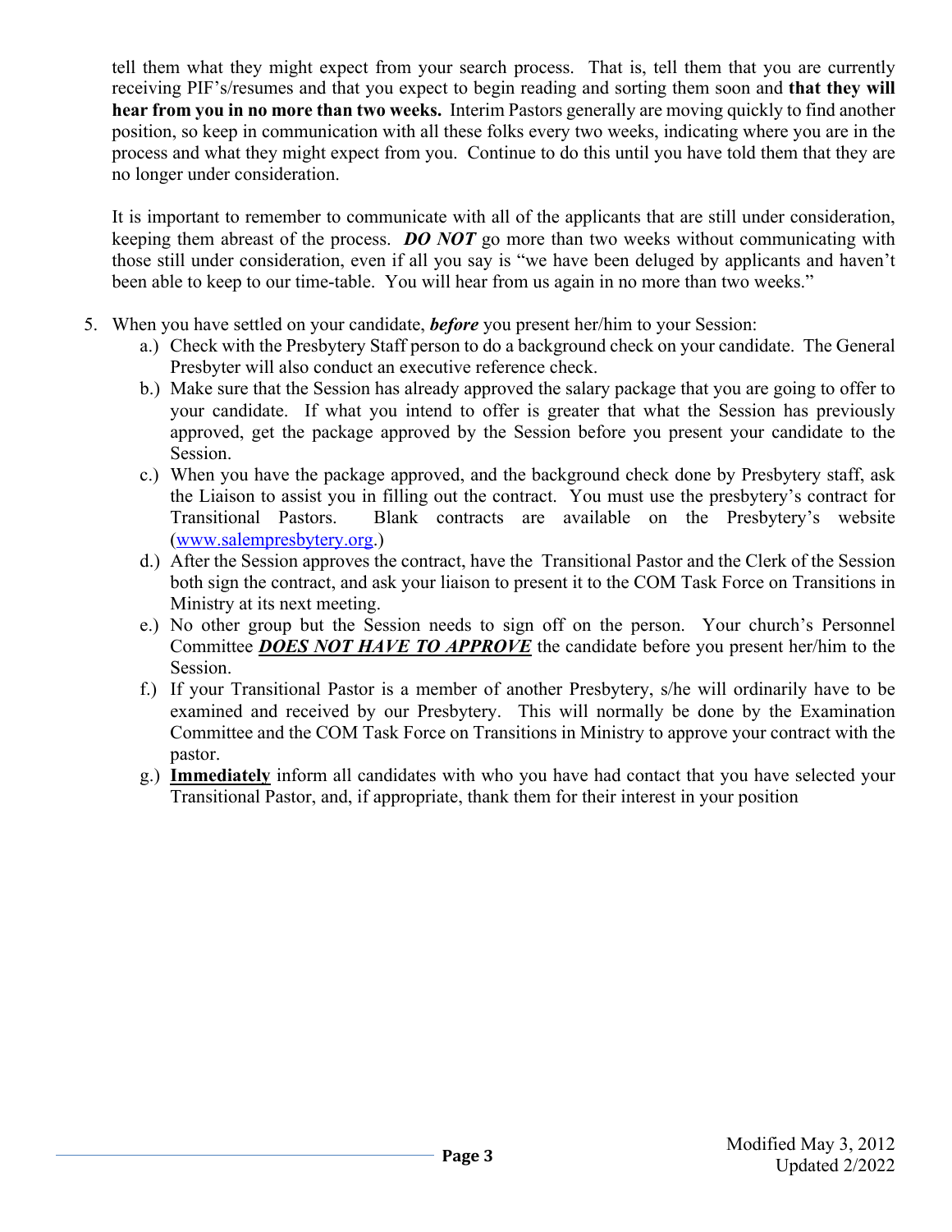tell them what they might expect from your search process. That is, tell them that you are currently receiving PIF's/resumes and that you expect to begin reading and sorting them soon and **that they will hear from you in no more than two weeks.** Interim Pastors generally are moving quickly to find another position, so keep in communication with all these folks every two weeks, indicating where you are in the process and what they might expect from you. Continue to do this until you have told them that they are no longer under consideration.

It is important to remember to communicate with all of the applicants that are still under consideration, keeping them abreast of the process. ***DO NOT*** go more than two weeks without communicating with those still under consideration, even if all you say is "we have been deluged by applicants and haven't been able to keep to our time-table. You will hear from us again in no more than two weeks."

5. When you have settled on your candidate, ***before*** you present her/him to your Session:
   a.) Check with the Presbytery Staff person to do a background check on your candidate. The General Presbyter will also conduct an executive reference check.
   b.) Make sure that the Session has already approved the salary package that you are going to offer to your candidate. If what you intend to offer is greater that what the Session has previously approved, get the package approved by the Session before you present your candidate to the Session.
   c.) When you have the package approved, and the background check done by Presbytery staff, ask the Liaison to assist you in filling out the contract. You must use the presbytery's contract for Transitional Pastors. Blank contracts are available on the Presbytery's website ([www.salempresbytery.org](www.salempresbytery.org).)
   d.) After the Session approves the contract, have the Transitional Pastor and the Clerk of the Session both sign the contract, and ask your liaison to present it to the COM Task Force on Transitions in Ministry at its next meeting.
   e.) No other group but the Session needs to sign off on the person. Your church's Personnel Committee ***<u>DOES NOT HAVE TO APPROVE</u>*** the candidate before you present her/him to the Session.
   f.) If your Transitional Pastor is a member of another Presbytery, s/he will ordinarily have to be examined and received by our Presbytery. This will normally be done by the Examination Committee and the COM Task Force on Transitions in Ministry to approve your contract with the pastor.
   g.) **<u>Immediately</u>** inform all candidates with who you have had contact that you have selected your Transitional Pastor, and, if appropriate, thank them for their interest in your position

Modified May 3, 2012
Updated 2/2022